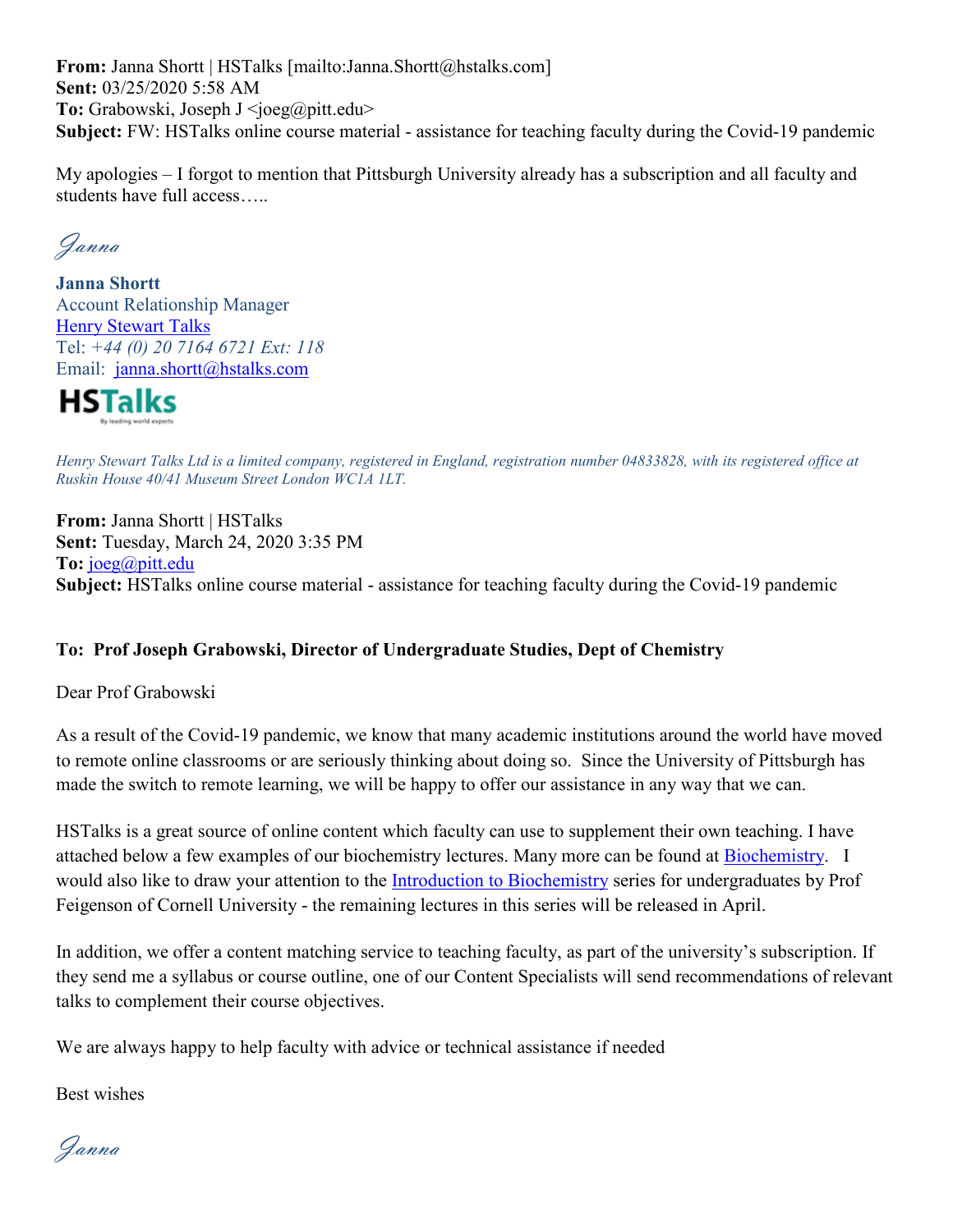**From:** Janna Shortt | HSTalks [mailto:Janna.Shortt@hstalks.com]
**Sent:** 03/25/2020 5:58 AM
**To:** Grabowski, Joseph J <joeg@pitt.edu>
**Subject:** FW: HSTalks online course material - assistance for teaching faculty during the Covid-19 pandemic

My apologies – I forgot to mention that Pittsburgh University already has a subscription and all faculty and students have full access…..

*Janna*

**Janna Shortt**
Account Relationship Manager
Henry Stewart Talks
Tel: *+44 (0) 20 7164 6721 Ext: 118*
Email: janna.shortt@hstalks.com

**HSTalks**
By leading world experts

*Henry Stewart Talks Ltd is a limited company, registered in England, registration number 04833828, with its registered office at Ruskin House 40/41 Museum Street London WC1A 1LT.*

**From:** Janna Shortt | HSTalks
**Sent:** Tuesday, March 24, 2020 3:35 PM
**To:** joeg@pitt.edu
**Subject:** HSTalks online course material - assistance for teaching faculty during the Covid-19 pandemic

**To: Prof Joseph Grabowski, Director of Undergraduate Studies, Dept of Chemistry**

Dear Prof Grabowski

As a result of the Covid-19 pandemic, we know that many academic institutions around the world have moved to remote online classrooms or are seriously thinking about doing so. Since the University of Pittsburgh has made the switch to remote learning, we will be happy to offer our assistance in any way that we can.

HSTalks is a great source of online content which faculty can use to supplement their own teaching. I have attached below a few examples of our biochemistry lectures. Many more can be found at Biochemistry. I would also like to draw your attention to the Introduction to Biochemistry series for undergraduates by Prof Feigenson of Cornell University - the remaining lectures in this series will be released in April.

In addition, we offer a content matching service to teaching faculty, as part of the university's subscription. If they send me a syllabus or course outline, one of our Content Specialists will send recommendations of relevant talks to complement their course objectives.

We are always happy to help faculty with advice or technical assistance if needed

Best wishes

*Janna*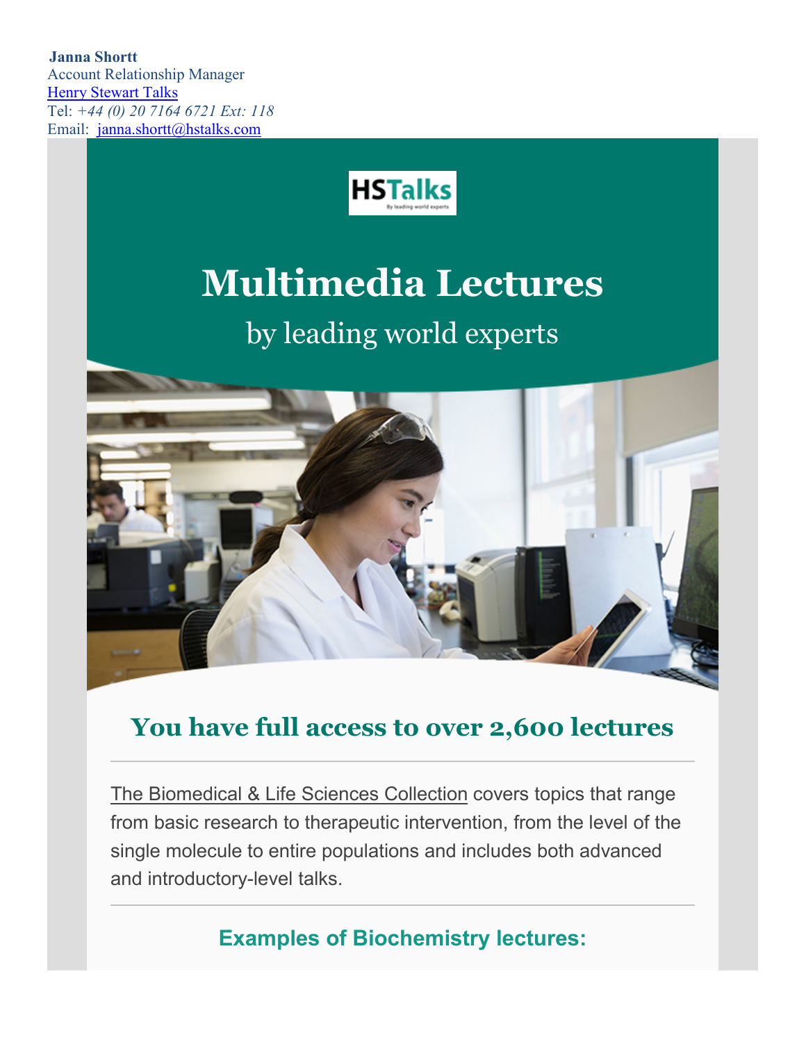**Janna Shortt**
Account Relationship Manager
Henry Stewart Talks
Tel: *+44 (0) 20 7164 6721 Ext: 118*
Email: janna.shortt@hstalks.com

# Multimedia Lectures

by leading world experts

## You have full access to over 2,600 lectures

The Biomedical & Life Sciences Collection covers topics that range from basic research to therapeutic intervention, from the level of the single molecule to entire populations and includes both advanced and introductory-level talks.

### Examples of Biochemistry lectures: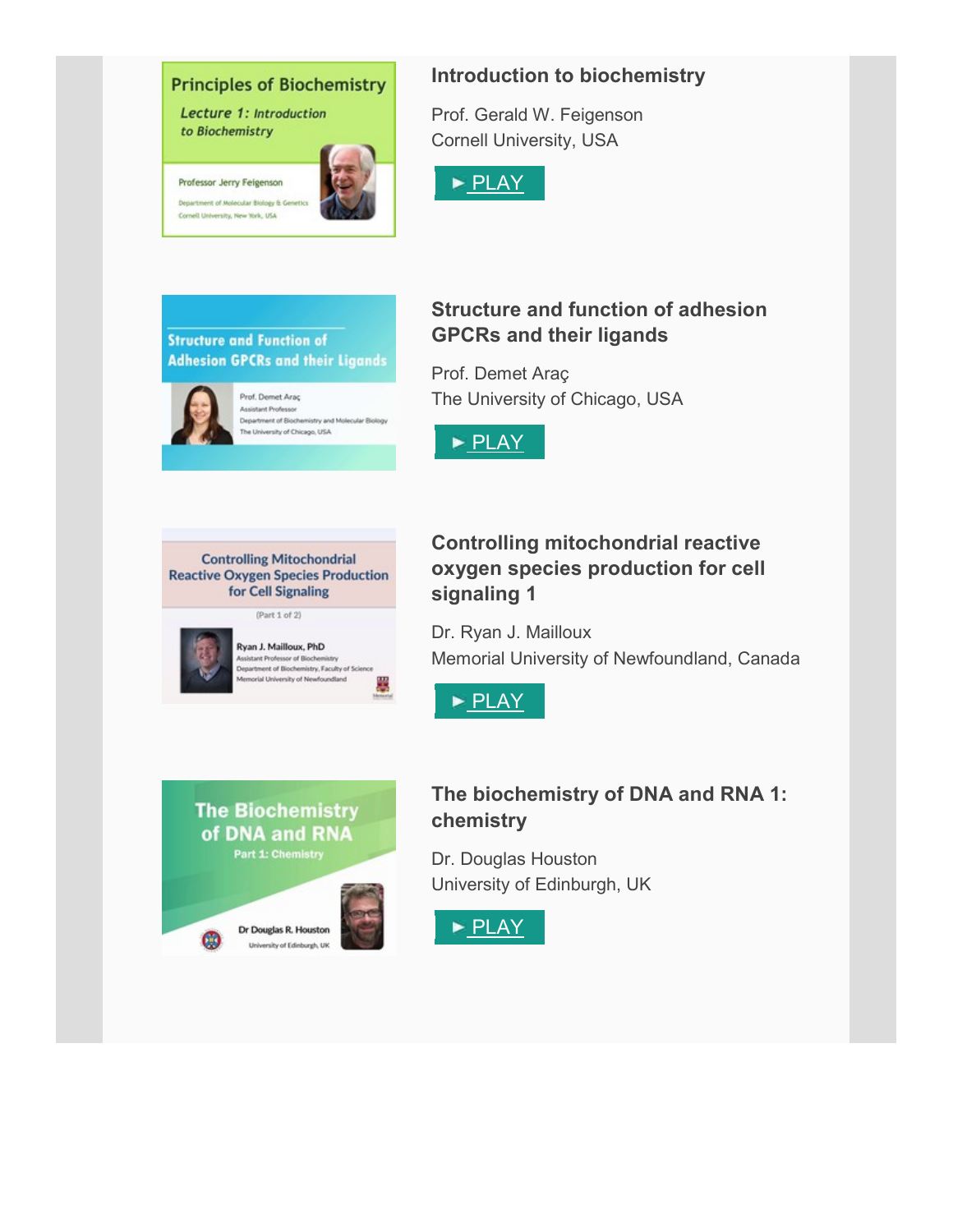### Introduction to biochemistry

Prof. Gerald W. Feigenson
Cornell University, USA

► PLAY

### Structure and function of adhesion GPCRs and their ligands

Prof. Demet Araç
The University of Chicago, USA

► PLAY

### Controlling mitochondrial reactive oxygen species production for cell signaling 1

Dr. Ryan J. Mailloux
Memorial University of Newfoundland, Canada

► PLAY

### The biochemistry of DNA and RNA 1: chemistry

Dr. Douglas Houston
University of Edinburgh, UK

► PLAY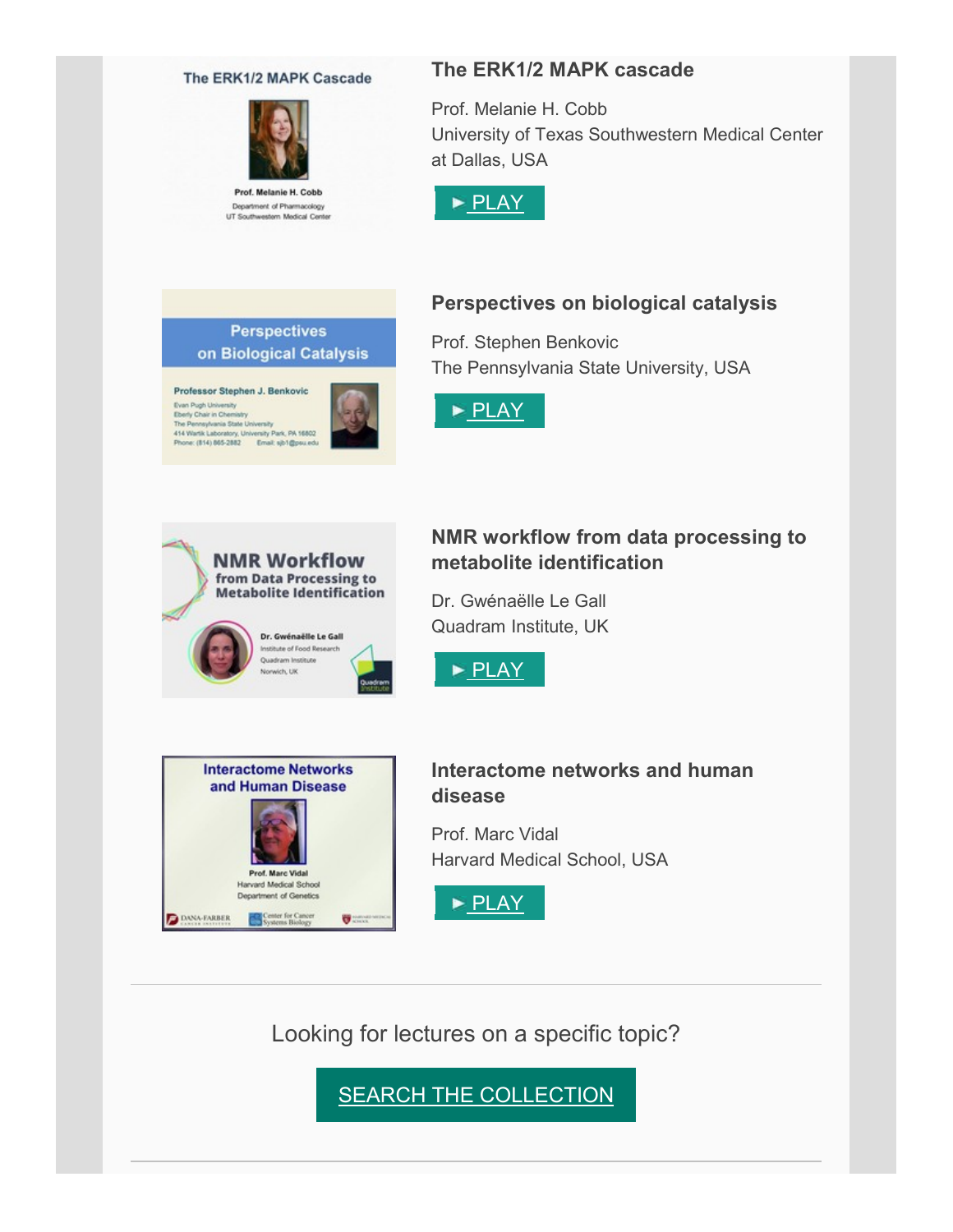### The ERK1/2 MAPK cascade

Prof. Melanie H. Cobb
University of Texas Southwestern Medical Center at Dallas, USA

► PLAY

### Perspectives on biological catalysis

Prof. Stephen Benkovic
The Pennsylvania State University, USA

► PLAY

### NMR workflow from data processing to metabolite identification

Dr. Gwénaëlle Le Gall
Quadram Institute, UK

► PLAY

### Interactome networks and human disease

Prof. Marc Vidal
Harvard Medical School, USA

► PLAY

---

Looking for lectures on a specific topic?

SEARCH THE COLLECTION

---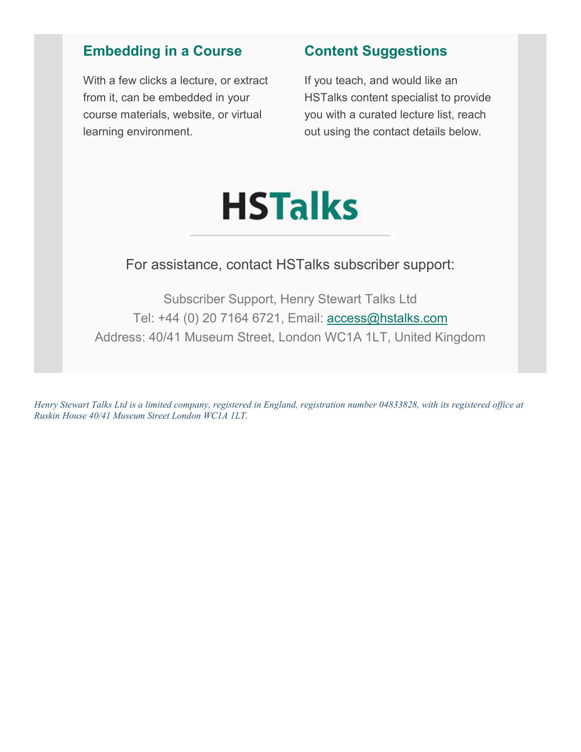## Embedding in a Course

With a few clicks a lecture, or extract from it, can be embedded in your course materials, website, or virtual learning environment.

## Content Suggestions

If you teach, and would like an HSTalks content specialist to provide you with a curated lecture list, reach out using the contact details below.

HSTalks

For assistance, contact HSTalks subscriber support:

Subscriber Support, Henry Stewart Talks Ltd
Tel: +44 (0) 20 7164 6721, Email: access@hstalks.com
Address: 40/41 Museum Street, London WC1A 1LT, United Kingdom

*Henry Stewart Talks Ltd is a limited company, registered in England, registration number 04833828, with its registered office at Ruskin House 40/41 Museum Street London WC1A 1LT.*